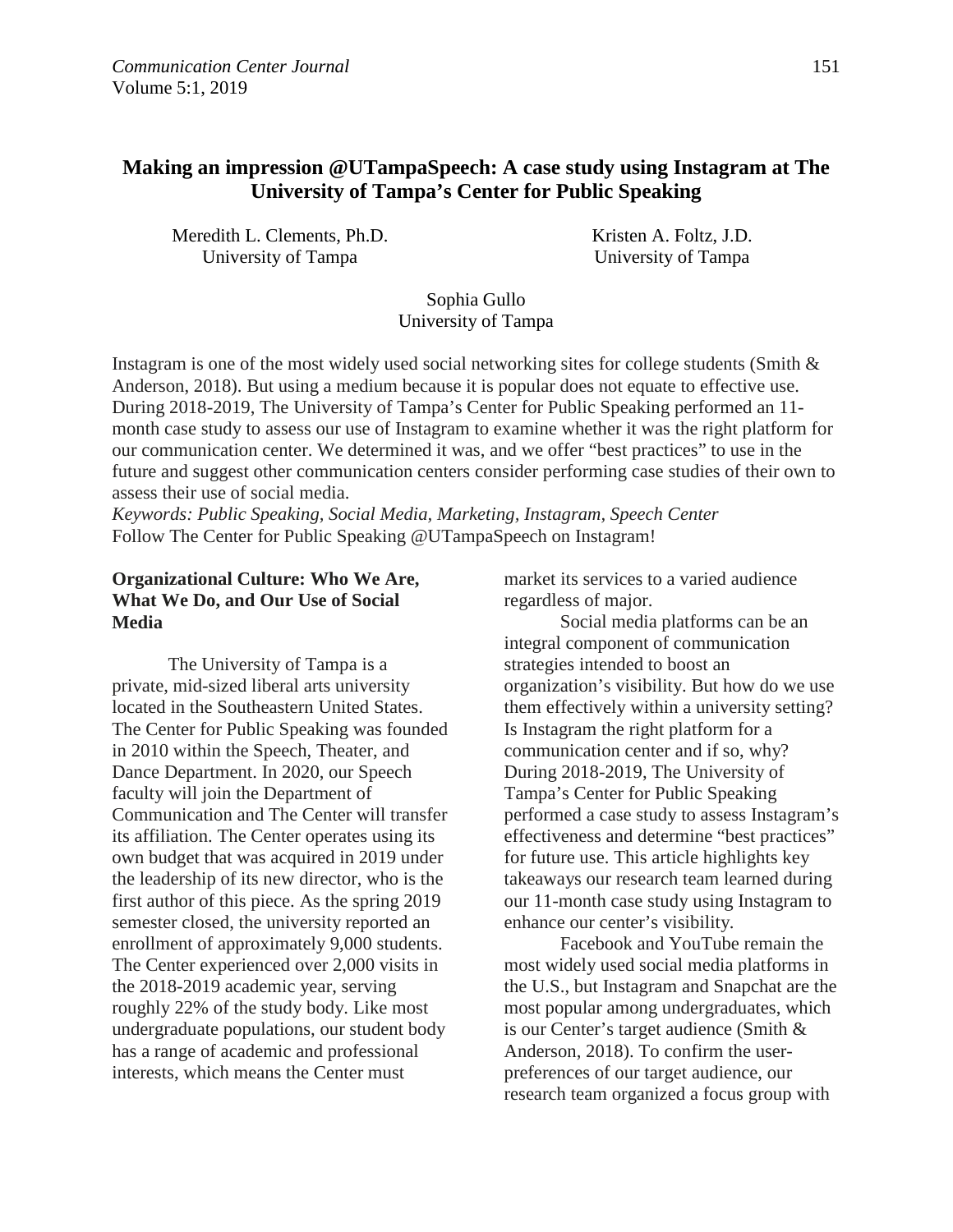# Making an impression @UTampaSpeech: A case study using Instagram at The University of Tampa's Center for Public Speaking

Meredith L. Clements, Ph.D.
University of Tampa

Kristen A. Foltz, J.D.
University of Tampa

Sophia Gullo
University of Tampa

Instagram is one of the most widely used social networking sites for college students (Smith & Anderson, 2018). But using a medium because it is popular does not equate to effective use. During 2018-2019, The University of Tampa's Center for Public Speaking performed an 11-month case study to assess our use of Instagram to examine whether it was the right platform for our communication center. We determined it was, and we offer "best practices" to use in the future and suggest other communication centers consider performing case studies of their own to assess their use of social media.

*Keywords: Public Speaking, Social Media, Marketing, Instagram, Speech Center*

Follow The Center for Public Speaking @UTampaSpeech on Instagram!

## Organizational Culture: Who We Are, What We Do, and Our Use of Social Media

The University of Tampa is a private, mid-sized liberal arts university located in the Southeastern United States. The Center for Public Speaking was founded in 2010 within the Speech, Theater, and Dance Department. In 2020, our Speech faculty will join the Department of Communication and The Center will transfer its affiliation. The Center operates using its own budget that was acquired in 2019 under the leadership of its new director, who is the first author of this piece. As the spring 2019 semester closed, the university reported an enrollment of approximately 9,000 students. The Center experienced over 2,000 visits in the 2018-2019 academic year, serving roughly 22% of the study body. Like most undergraduate populations, our student body has a range of academic and professional interests, which means the Center must market its services to a varied audience regardless of major.

Social media platforms can be an integral component of communication strategies intended to boost an organization's visibility. But how do we use them effectively within a university setting? Is Instagram the right platform for a communication center and if so, why? During 2018-2019, The University of Tampa's Center for Public Speaking performed a case study to assess Instagram's effectiveness and determine "best practices" for future use. This article highlights key takeaways our research team learned during our 11-month case study using Instagram to enhance our center's visibility.

Facebook and YouTube remain the most widely used social media platforms in the U.S., but Instagram and Snapchat are the most popular among undergraduates, which is our Center's target audience (Smith & Anderson, 2018). To confirm the user-preferences of our target audience, our research team organized a focus group with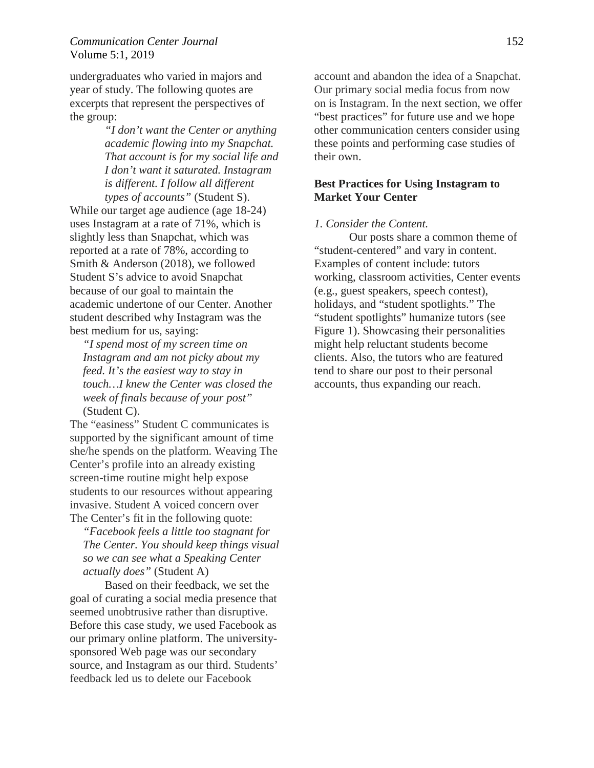undergraduates who varied in majors and year of study. The following quotes are excerpts that represent the perspectives of the group:

> *"I don't want the Center or anything academic flowing into my Snapchat. That account is for my social life and I don't want it saturated. Instagram is different. I follow all different types of accounts"* (Student S).

While our target age audience (age 18-24) uses Instagram at a rate of 71%, which is slightly less than Snapchat, which was reported at a rate of 78%, according to Smith & Anderson (2018), we followed Student S's advice to avoid Snapchat because of our goal to maintain the academic undertone of our Center. Another student described why Instagram was the best medium for us, saying:

> *"I spend most of my screen time on Instagram and am not picky about my feed. It's the easiest way to stay in touch…I knew the Center was closed the week of finals because of your post"* (Student C).

The "easiness" Student C communicates is supported by the significant amount of time she/he spends on the platform. Weaving The Center's profile into an already existing screen-time routine might help expose students to our resources without appearing invasive. Student A voiced concern over The Center's fit in the following quote:

> *"Facebook feels a little too stagnant for The Center. You should keep things visual so we can see what a Speaking Center actually does"* (Student A)

Based on their feedback, we set the goal of curating a social media presence that seemed unobtrusive rather than disruptive. Before this case study, we used Facebook as our primary online platform. The university-sponsored Web page was our secondary source, and Instagram as our third. Students' feedback led us to delete our Facebook account and abandon the idea of a Snapchat. Our primary social media focus from now on is Instagram. In the next section, we offer "best practices" for future use and we hope other communication centers consider using these points and performing case studies of their own.

## Best Practices for Using Instagram to Market Your Center

*1. Consider the Content.*

Our posts share a common theme of "student-centered" and vary in content. Examples of content include: tutors working, classroom activities, Center events (e.g., guest speakers, speech contest), holidays, and "student spotlights." The "student spotlights" humanize tutors (see Figure 1). Showcasing their personalities might help reluctant students become clients. Also, the tutors who are featured tend to share our post to their personal accounts, thus expanding our reach.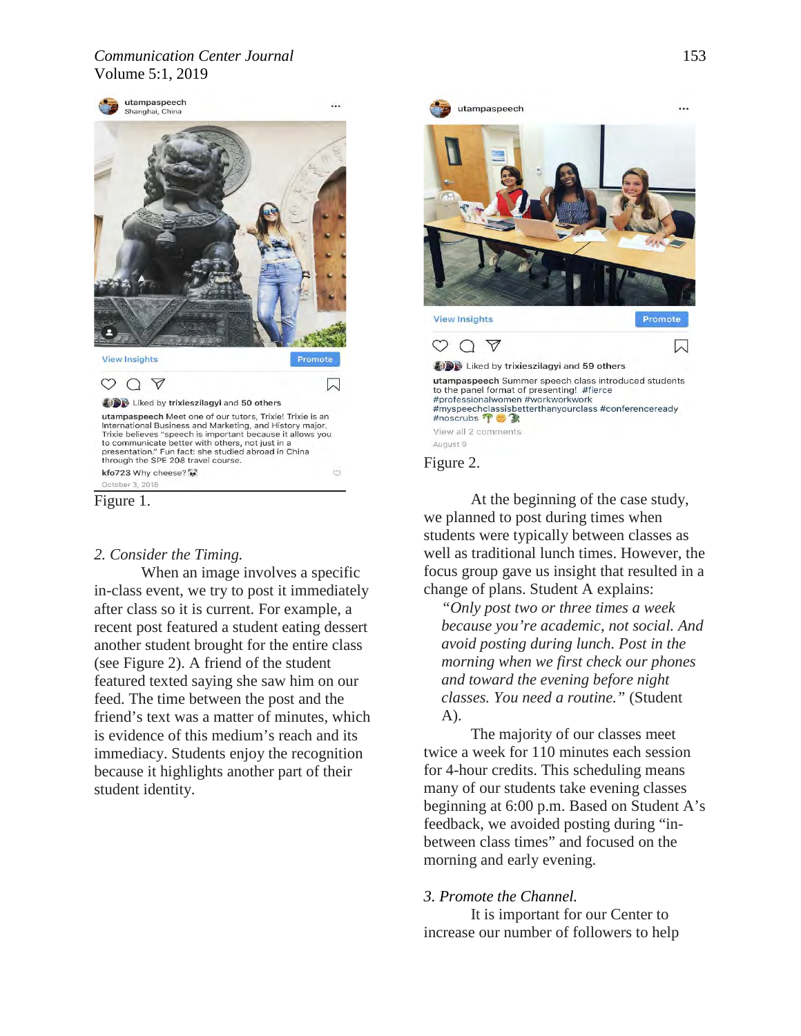Figure 1.

*2. Consider the Timing.*

When an image involves a specific in-class event, we try to post it immediately after class so it is current. For example, a recent post featured a student eating dessert another student brought for the entire class (see Figure 2). A friend of the student featured texted saying she saw him on our feed. The time between the post and the friend's text was a matter of minutes, which is evidence of this medium's reach and its immediacy. Students enjoy the recognition because it highlights another part of their student identity.

Figure 2.

At the beginning of the case study, we planned to post during times when students were typically between classes as well as traditional lunch times. However, the focus group gave us insight that resulted in a change of plans. Student A explains:

> *"Only post two or three times a week because you're academic, not social. And avoid posting during lunch. Post in the morning when we first check our phones and toward the evening before night classes. You need a routine."* (Student A).

The majority of our classes meet twice a week for 110 minutes each session for 4-hour credits. This scheduling means many of our students take evening classes beginning at 6:00 p.m. Based on Student A's feedback, we avoided posting during "in-between class times" and focused on the morning and early evening.

*3. Promote the Channel.*

It is important for our Center to increase our number of followers to help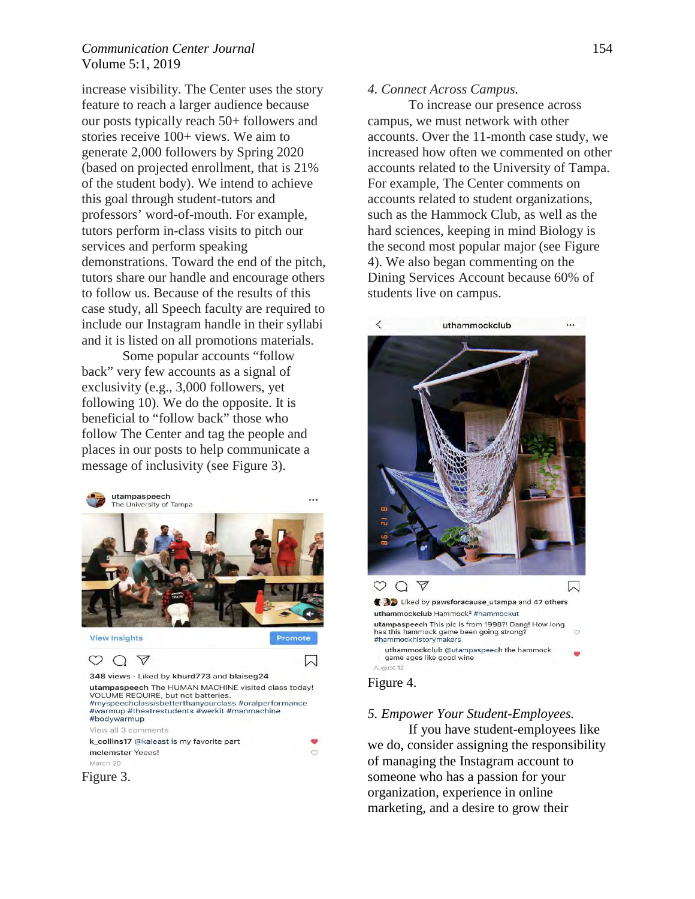increase visibility. The Center uses the story feature to reach a larger audience because our posts typically reach 50+ followers and stories receive 100+ views. We aim to generate 2,000 followers by Spring 2020 (based on projected enrollment, that is 21% of the student body). We intend to achieve this goal through student-tutors and professors' word-of-mouth. For example, tutors perform in-class visits to pitch our services and perform speaking demonstrations. Toward the end of the pitch, tutors share our handle and encourage others to follow us. Because of the results of this case study, all Speech faculty are required to include our Instagram handle in their syllabi and it is listed on all promotions materials.

Some popular accounts "follow back" very few accounts as a signal of exclusivity (e.g., 3,000 followers, yet following 10). We do the opposite. It is beneficial to "follow back" those who follow The Center and tag the people and places in our posts to help communicate a message of inclusivity (see Figure 3).

Figure 3.

*4. Connect Across Campus.*

To increase our presence across campus, we must network with other accounts. Over the 11-month case study, we increased how often we commented on other accounts related to the University of Tampa. For example, The Center comments on accounts related to student organizations, such as the Hammock Club, as well as the hard sciences, keeping in mind Biology is the second most popular major (see Figure 4). We also began commenting on the Dining Services Account because 60% of students live on campus.

Figure 4.

*5. Empower Your Student-Employees.*

If you have student-employees like we do, consider assigning the responsibility of managing the Instagram account to someone who has a passion for your organization, experience in online marketing, and a desire to grow their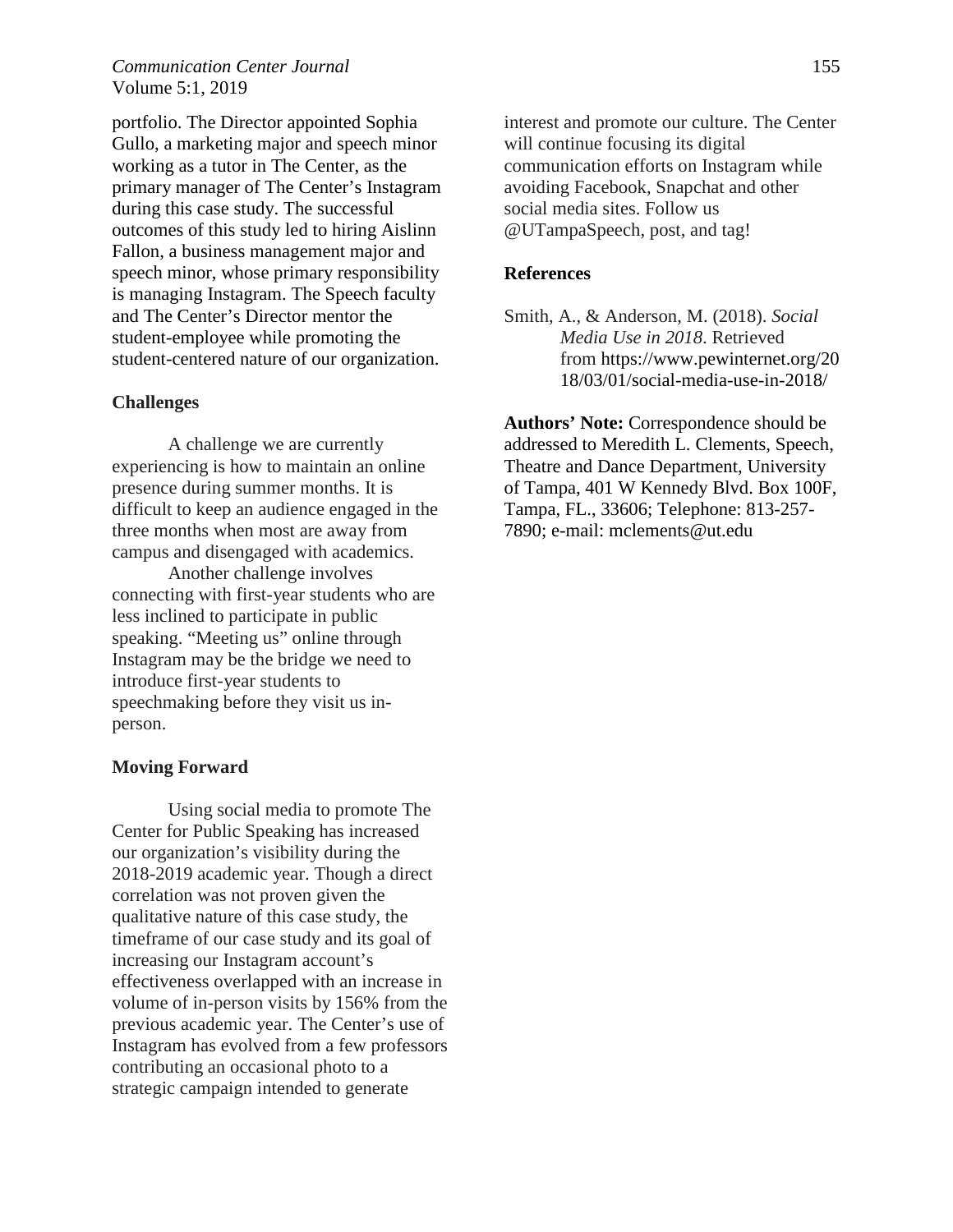portfolio. The Director appointed Sophia Gullo, a marketing major and speech minor working as a tutor in The Center, as the primary manager of The Center's Instagram during this case study. The successful outcomes of this study led to hiring Aislinn Fallon, a business management major and speech minor, whose primary responsibility is managing Instagram. The Speech faculty and The Center's Director mentor the student-employee while promoting the student-centered nature of our organization.

### Challenges

A challenge we are currently experiencing is how to maintain an online presence during summer months. It is difficult to keep an audience engaged in the three months when most are away from campus and disengaged with academics.

Another challenge involves connecting with first-year students who are less inclined to participate in public speaking. "Meeting us" online through Instagram may be the bridge we need to introduce first-year students to speechmaking before they visit us in-person.

### Moving Forward

Using social media to promote The Center for Public Speaking has increased our organization's visibility during the 2018-2019 academic year. Though a direct correlation was not proven given the qualitative nature of this case study, the timeframe of our case study and its goal of increasing our Instagram account's effectiveness overlapped with an increase in volume of in-person visits by 156% from the previous academic year. The Center's use of Instagram has evolved from a few professors contributing an occasional photo to a strategic campaign intended to generate interest and promote our culture. The Center will continue focusing its digital communication efforts on Instagram while avoiding Facebook, Snapchat and other social media sites. Follow us @UTampaSpeech, post, and tag!

### References

Smith, A., & Anderson, M. (2018). *Social Media Use in 2018*. Retrieved from https://www.pewinternet.org/2018/03/01/social-media-use-in-2018/

**Authors' Note:** Correspondence should be addressed to Meredith L. Clements, Speech, Theatre and Dance Department, University of Tampa, 401 W Kennedy Blvd. Box 100F, Tampa, FL., 33606; Telephone: 813-257-7890; e-mail: mclements@ut.edu